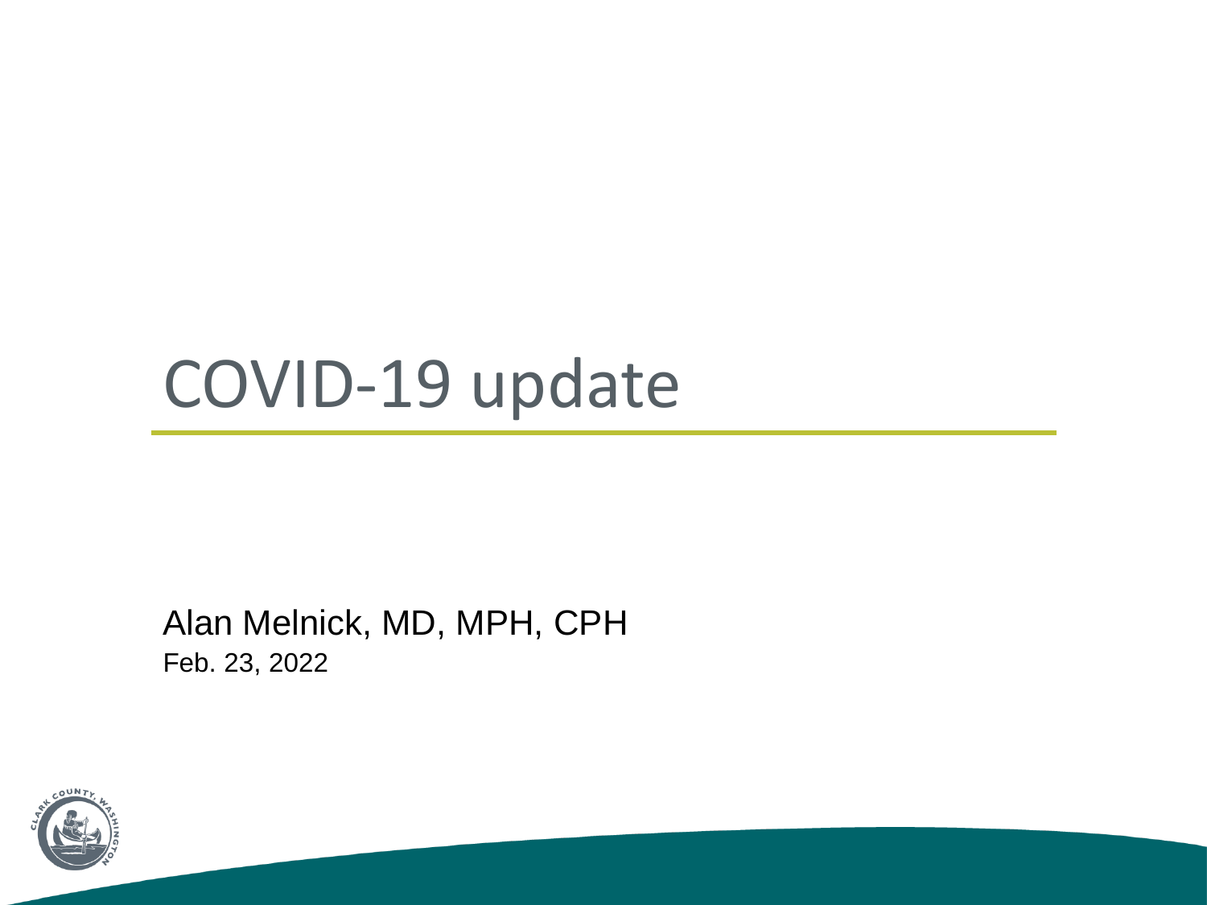# COVID-19 update

Alan Melnick, MD, MPH, CPH

Feb. 23, 2022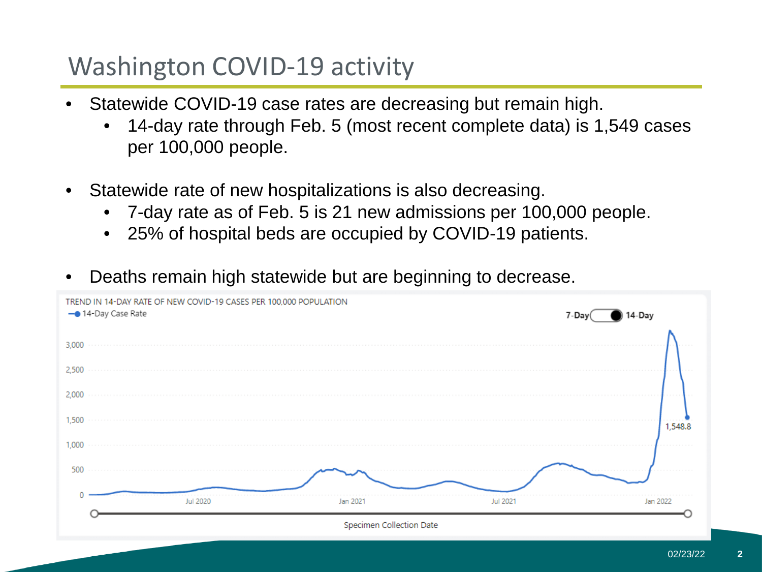# Washington COVID-19 activity

- Statewide COVID-19 case rates are decreasing but remain high.
  - 14-day rate through Feb. 5 (most recent complete data) is 1,549 cases per 100,000 people.
- Statewide rate of new hospitalizations is also decreasing.
  - 7-day rate as of Feb. 5 is 21 new admissions per 100,000 people.
  - 25% of hospital beds are occupied by COVID-19 patients.
- Deaths remain high statewide but are beginning to decrease.

TREND IN 14-DAY RATE OF NEW COVID-19 CASES PER 100,000 POPULATION

14-Day Case Rate

7-Day 14-Day

3,000
2,500
2,000
1,500
1,000
500
0

1,548.8

Jul 2020
Jan 2021
Jul 2021
Jan 2022

Specimen Collection Date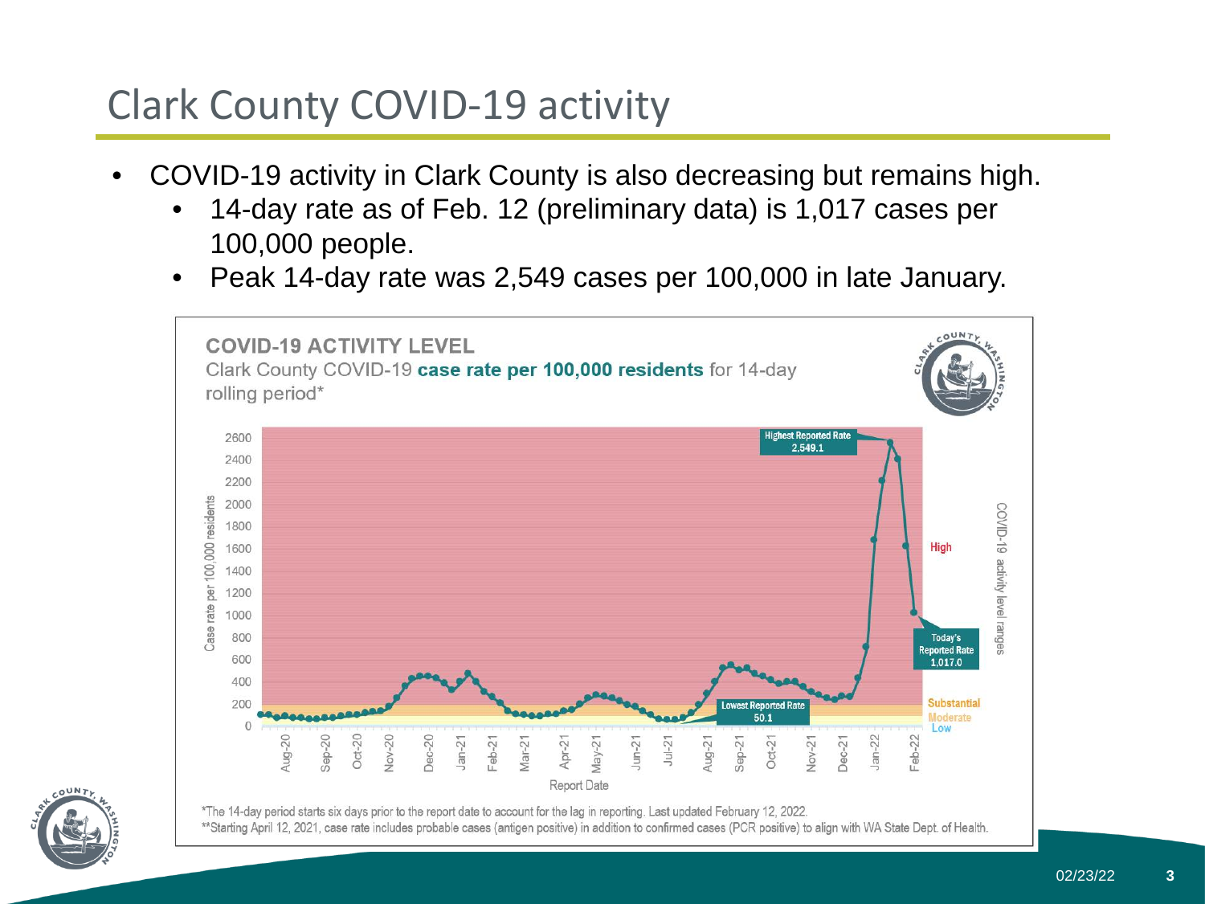# Clark County COVID-19 activity

- COVID-19 activity in Clark County is also decreasing but remains high.
  - 14-day rate as of Feb. 12 (preliminary data) is 1,017 cases per 100,000 people.
  - Peak 14-day rate was 2,549 cases per 100,000 in late January.

**COVID-19 ACTIVITY LEVEL**

Clark County COVID-19 **case rate per 100,000 residents** for 14-day rolling period*

Highest Reported Rate 2,549.1

Today's Reported Rate 1,017.0

Lowest Reported Rate 50.1

Case rate per 100,000 residents

2600
2400
2200
2000
1800
1600
1400
1200
1000
800
600
400
200
0

Aug-20, Sep-20, Oct-20, Nov-20, Dec-20, Jan-21, Feb-21, Mar-21, Apr-21, May-21, Jun-21, Jul-21, Aug-21, Sep-21, Oct-21, Nov-21, Dec-21, Jan-22, Feb-22

Report Date

High
Substantial
Moderate
Low

COVID-19 activity level ranges

*The 14-day period starts six days prior to the report date to account for the lag in reporting. Last updated February 12, 2022.

**Starting April 12, 2021, case rate includes probable cases (antigen positive) in addition to confirmed cases (PCR positive) to align with WA State Dept. of Health.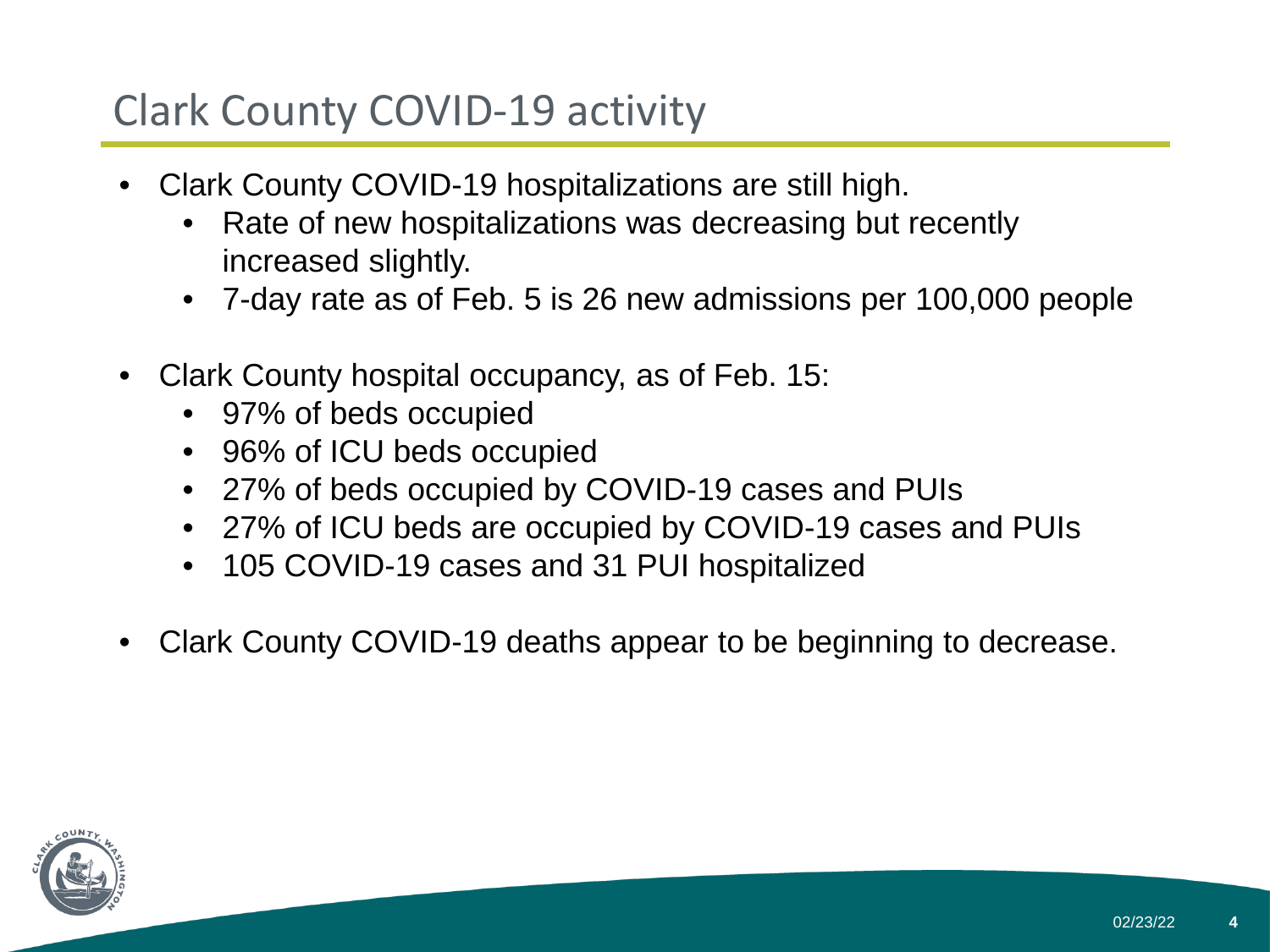# Clark County COVID-19 activity

- Clark County COVID-19 hospitalizations are still high.
  - Rate of new hospitalizations was decreasing but recently increased slightly.
  - 7-day rate as of Feb. 5 is 26 new admissions per 100,000 people
- Clark County hospital occupancy, as of Feb. 15:
  - 97% of beds occupied
  - 96% of ICU beds occupied
  - 27% of beds occupied by COVID-19 cases and PUIs
  - 27% of ICU beds are occupied by COVID-19 cases and PUIs
  - 105 COVID-19 cases and 31 PUI hospitalized
- Clark County COVID-19 deaths appear to be beginning to decrease.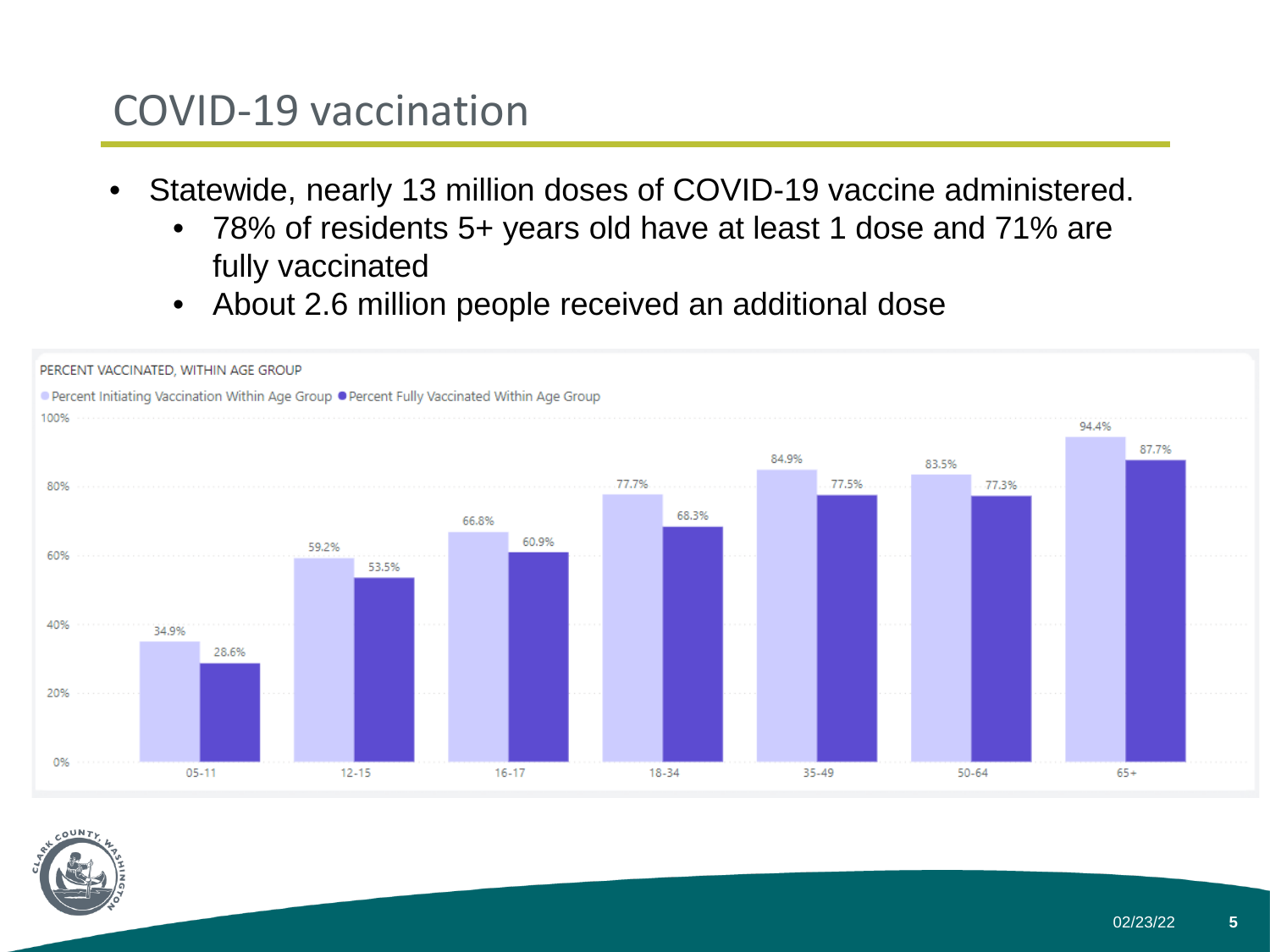# COVID-19 vaccination

- Statewide, nearly 13 million doses of COVID-19 vaccine administered.
  - 78% of residents 5+ years old have at least 1 dose and 71% are fully vaccinated
  - About 2.6 million people received an additional dose

PERCENT VACCINATED, WITHIN AGE GROUP

Percent Initiating Vaccination Within Age Group
Percent Fully Vaccinated Within Age Group

100%
80%
60%
40%
20%
0%

05-11: 34.9%, 28.6%
12-15: 59.2%, 53.5%
16-17: 66.8%, 60.9%
18-34: 77.7%, 68.3%
35-49: 84.9%, 77.5%
50-64: 83.5%, 77.3%
65+: 94.4%, 87.7%

CLARK COUNTY, WASHINGTON

02/23/22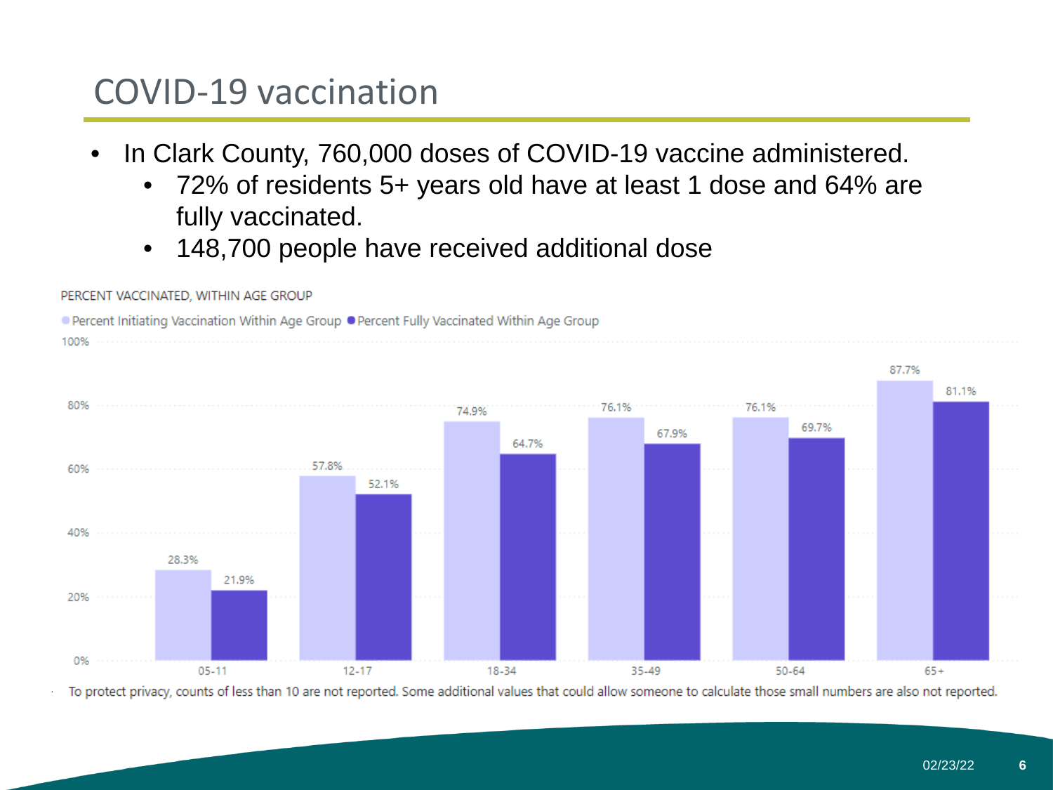# COVID-19 vaccination

- In Clark County, 760,000 doses of COVID-19 vaccine administered.
  - 72% of residents 5+ years old have at least 1 dose and 64% are fully vaccinated.
  - 148,700 people have received additional dose

PERCENT VACCINATED, WITHIN AGE GROUP

Percent Initiating Vaccination Within Age Group
Percent Fully Vaccinated Within Age Group

100%
80%
60%
40%
20%
0%

05-11: 28.3%, 21.9%
12-17: 57.8%, 52.1%
18-34: 74.9%, 64.7%
35-49: 76.1%, 67.9%
50-64: 76.1%, 69.7%
65+: 87.7%, 81.1%

To protect privacy, counts of less than 10 are not reported. Some additional values that could allow someone to calculate those small numbers are also not reported.

02/23/22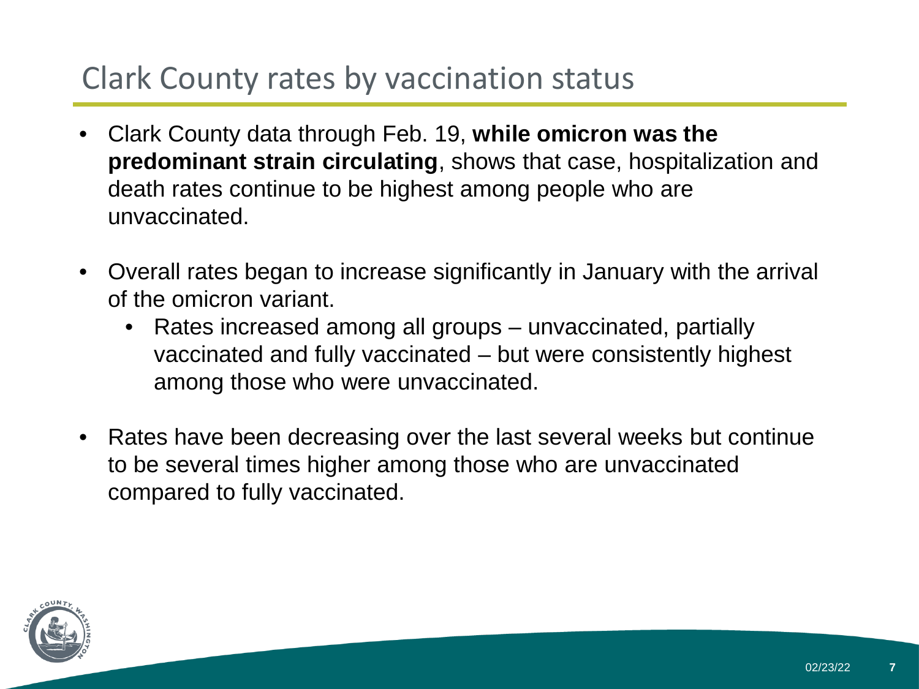# Clark County rates by vaccination status

- Clark County data through Feb. 19, **while omicron was the predominant strain circulating**, shows that case, hospitalization and death rates continue to be highest among people who are unvaccinated.
- Overall rates began to increase significantly in January with the arrival of the omicron variant.
  - Rates increased among all groups – unvaccinated, partially vaccinated and fully vaccinated – but were consistently highest among those who were unvaccinated.
- Rates have been decreasing over the last several weeks but continue to be several times higher among those who are unvaccinated compared to fully vaccinated.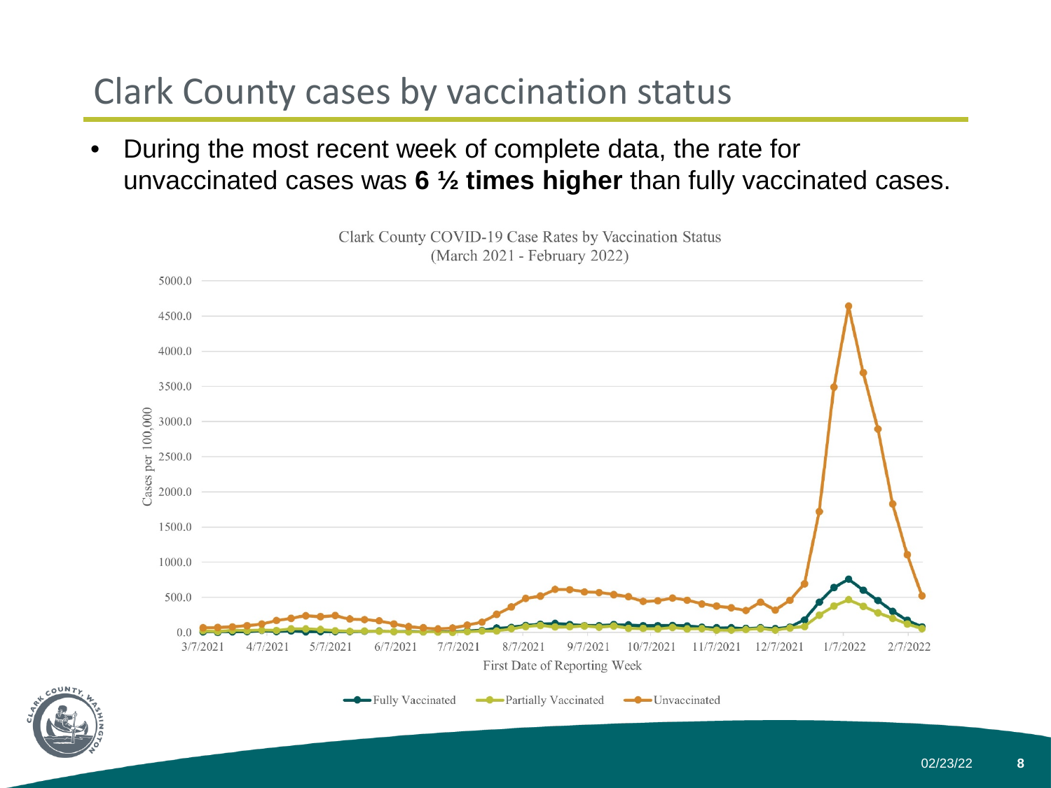# Clark County cases by vaccination status

- During the most recent week of complete data, the rate for unvaccinated cases was **6 ½ times higher** than fully vaccinated cases.

Clark County COVID-19 Case Rates by Vaccination Status
(March 2021 - February 2022)

5000.0
4500.0
4000.0
3500.0
3000.0
2500.0
2000.0
1500.0
1000.0
500.0
0.0

Cases per 100,000

3/7/2021 4/7/2021 5/7/2021 6/7/2021 7/7/2021 8/7/2021 9/7/2021 10/7/2021 11/7/2021 12/7/2021 1/7/2022 2/7/2022

First Date of Reporting Week

Fully Vaccinated — Partially Vaccinated — Unvaccinated

CLARK COUNTY, WASHINGTON

02/23/22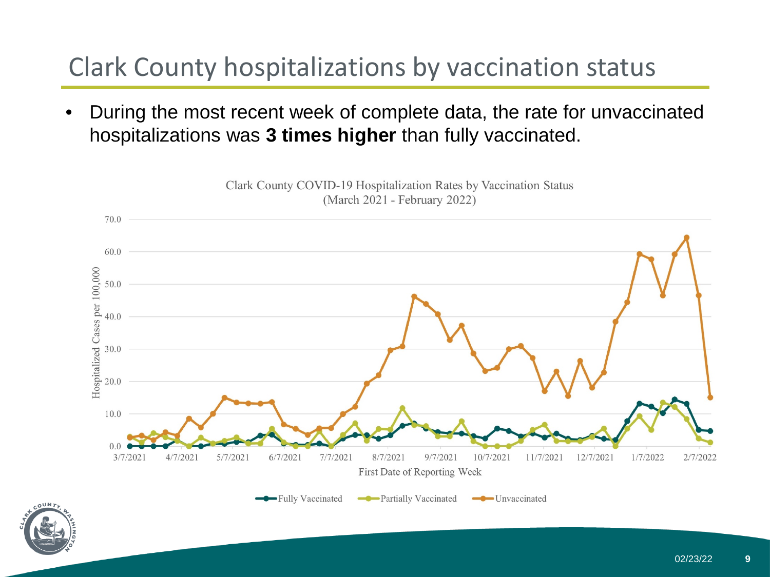# Clark County hospitalizations by vaccination status

- During the most recent week of complete data, the rate for unvaccinated hospitalizations was **3 times higher** than fully vaccinated.

Clark County COVID-19 Hospitalization Rates by Vaccination Status
(March 2021 - February 2022)

70.0
60.0
50.0
40.0
30.0
20.0
10.0
0.0

Hospitalized Cases per 100,000

3/7/2021
4/7/2021
5/7/2021
6/7/2021
7/7/2021
8/7/2021
9/7/2021
10/7/2021
11/7/2021
12/7/2021
1/7/2022
2/7/2022

First Date of Reporting Week

Fully Vaccinated
Partially Vaccinated
Unvaccinated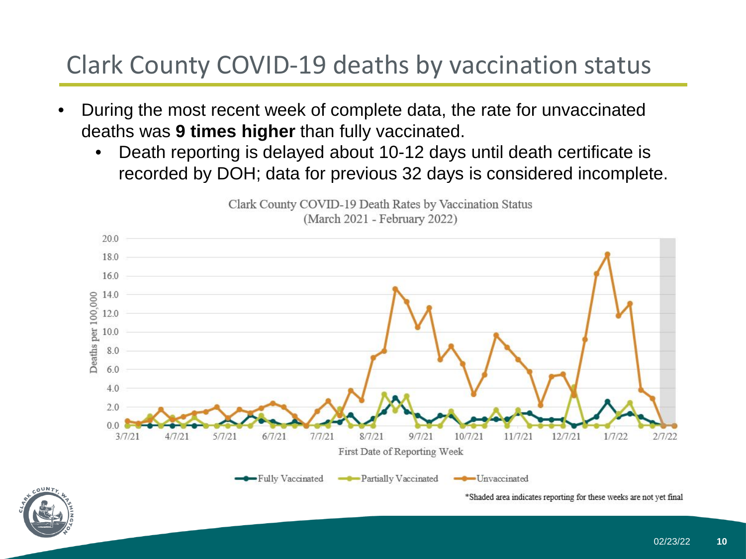# Clark County COVID-19 deaths by vaccination status

- During the most recent week of complete data, the rate for unvaccinated deaths was **9 times higher** than fully vaccinated.
  - Death reporting is delayed about 10-12 days until death certificate is recorded by DOH; data for previous 32 days is considered incomplete.

Clark County COVID-19 Death Rates by Vaccination Status
(March 2021 - February 2022)

Deaths per 100,000

20.0
18.0
16.0
14.0
12.0
10.0
8.0
6.0
4.0
2.0
0.0

3/7/21
4/7/21
5/7/21
6/7/21
7/7/21
8/7/21
9/7/21
10/7/21
11/7/21
12/7/21
1/7/22
2/7/22

First Date of Reporting Week

Fully Vaccinated
Partially Vaccinated
Unvaccinated

*Shaded area indicates reporting for these weeks are not yet final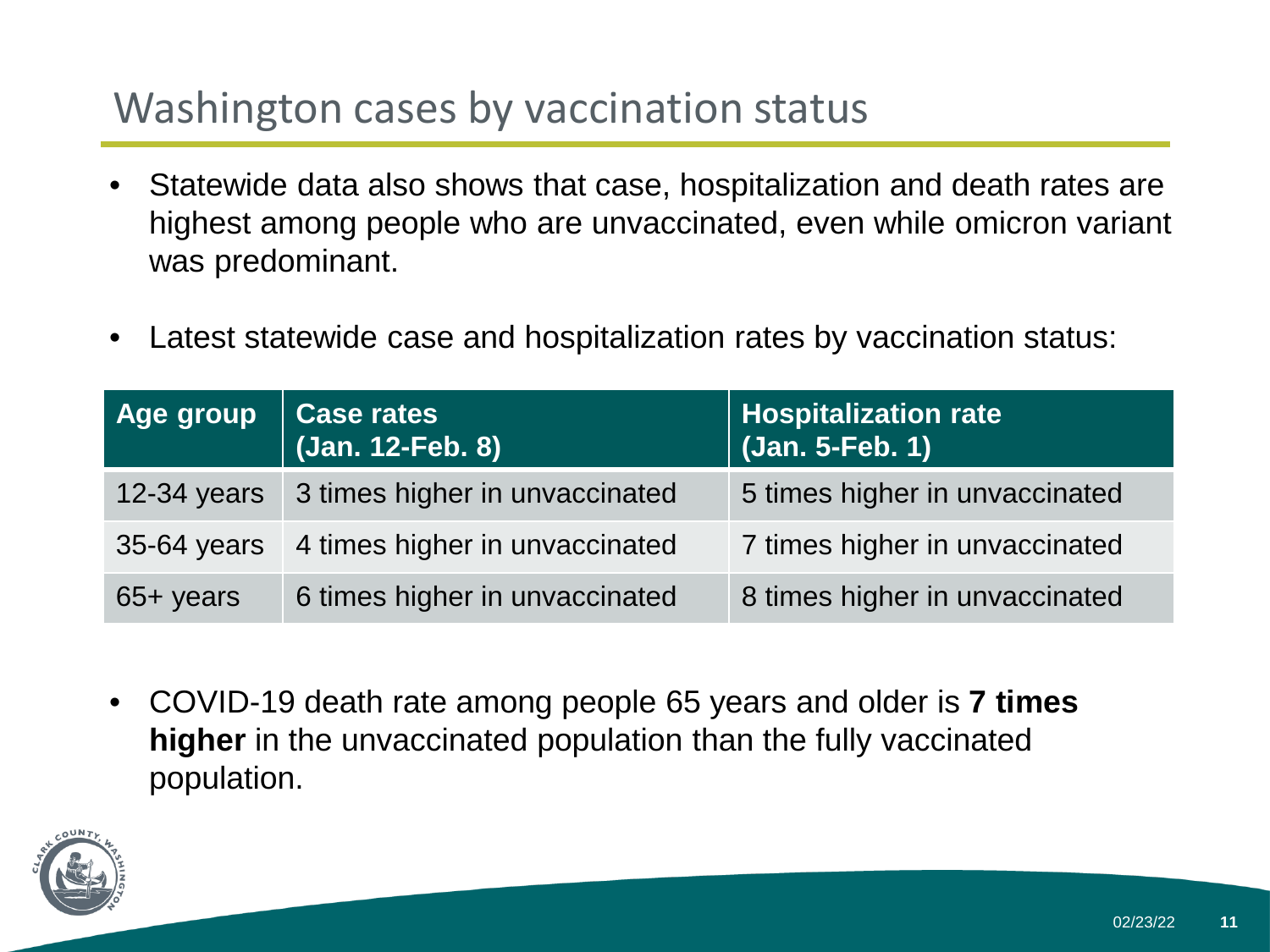# Washington cases by vaccination status

- Statewide data also shows that case, hospitalization and death rates are highest among people who are unvaccinated, even while omicron variant was predominant.
- Latest statewide case and hospitalization rates by vaccination status:

| Age group | Case rates (Jan. 12-Feb. 8) | Hospitalization rate (Jan. 5-Feb. 1) |
|---|---|---|
| 12-34 years | 3 times higher in unvaccinated | 5 times higher in unvaccinated |
| 35-64 years | 4 times higher in unvaccinated | 7 times higher in unvaccinated |
| 65+ years | 6 times higher in unvaccinated | 8 times higher in unvaccinated |

- COVID-19 death rate among people 65 years and older is **7 times higher** in the unvaccinated population than the fully vaccinated population.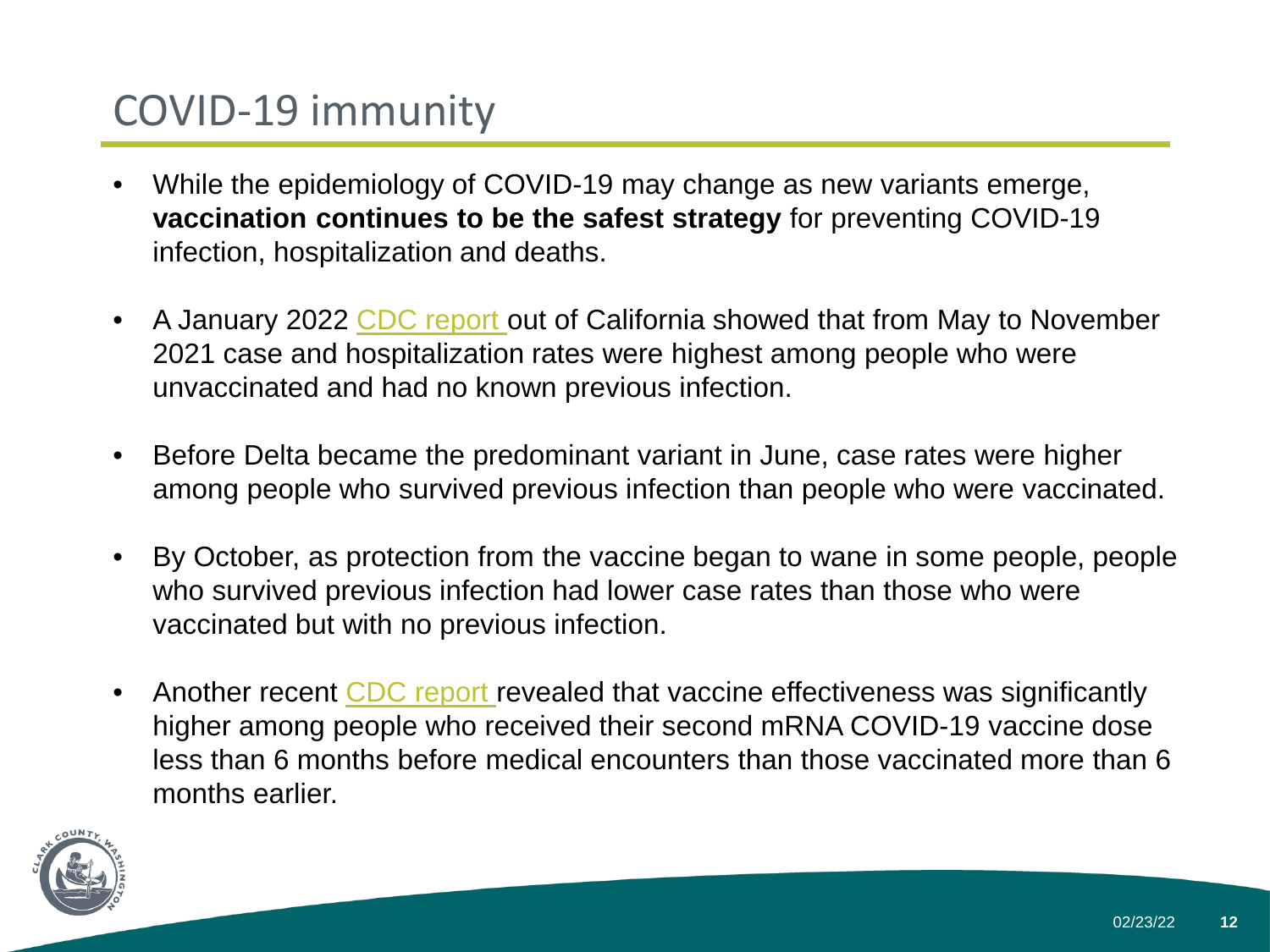# COVID-19 immunity

- While the epidemiology of COVID-19 may change as new variants emerge, **vaccination continues to be the safest strategy** for preventing COVID-19 infection, hospitalization and deaths.
- A January 2022 CDC report out of California showed that from May to November 2021 case and hospitalization rates were highest among people who were unvaccinated and had no known previous infection.
- Before Delta became the predominant variant in June, case rates were higher among people who survived previous infection than people who were vaccinated.
- By October, as protection from the vaccine began to wane in some people, people who survived previous infection had lower case rates than those who were vaccinated but with no previous infection.
- Another recent CDC report revealed that vaccine effectiveness was significantly higher among people who received their second mRNA COVID-19 vaccine dose less than 6 months before medical encounters than those vaccinated more than 6 months earlier.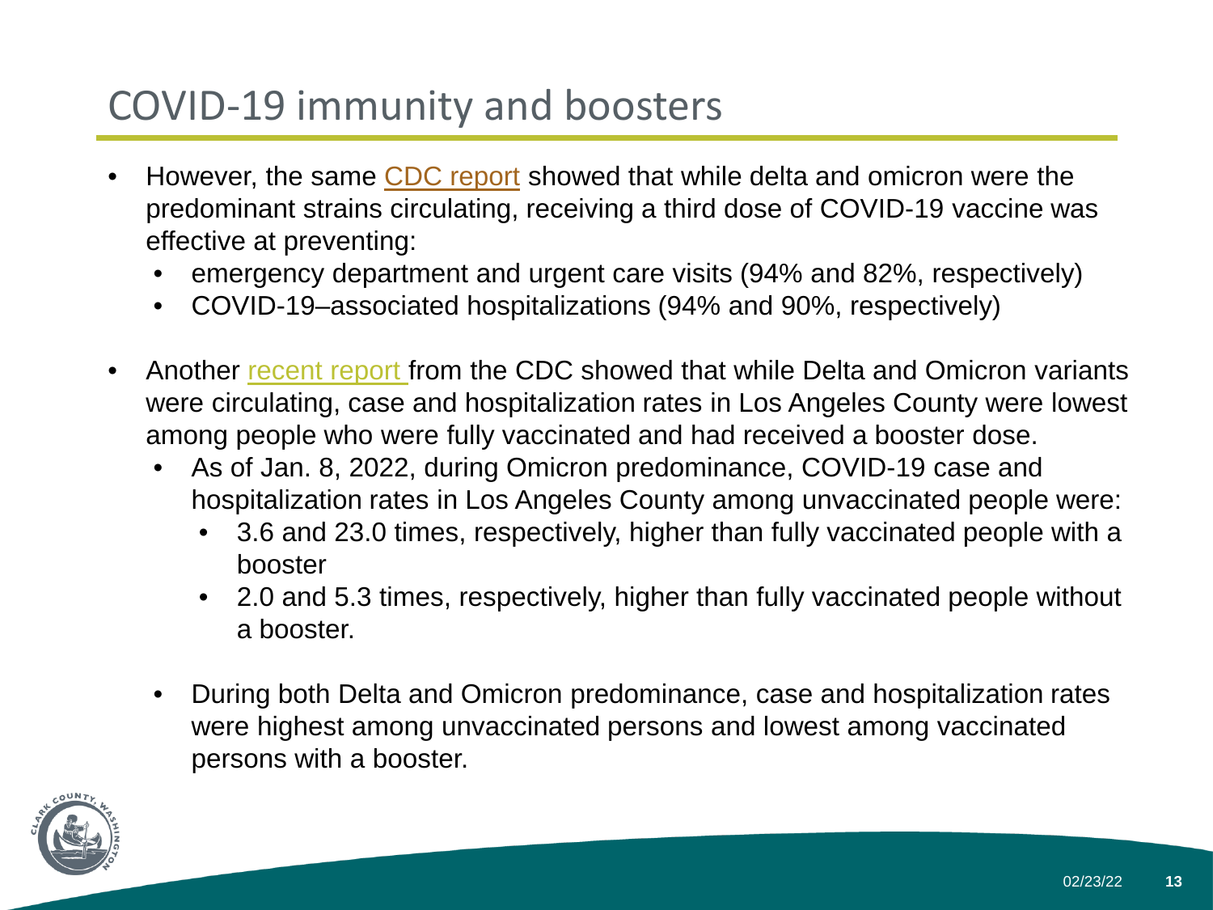# COVID-19 immunity and boosters

- However, the same CDC report showed that while delta and omicron were the predominant strains circulating, receiving a third dose of COVID-19 vaccine was effective at preventing:
  - emergency department and urgent care visits (94% and 82%, respectively)
  - COVID-19–associated hospitalizations (94% and 90%, respectively)

- Another recent report from the CDC showed that while Delta and Omicron variants were circulating, case and hospitalization rates in Los Angeles County were lowest among people who were fully vaccinated and had received a booster dose.
  - As of Jan. 8, 2022, during Omicron predominance, COVID-19 case and hospitalization rates in Los Angeles County among unvaccinated people were:
    - 3.6 and 23.0 times, respectively, higher than fully vaccinated people with a booster
    - 2.0 and 5.3 times, respectively, higher than fully vaccinated people without a booster.

  - During both Delta and Omicron predominance, case and hospitalization rates were highest among unvaccinated persons and lowest among vaccinated persons with a booster.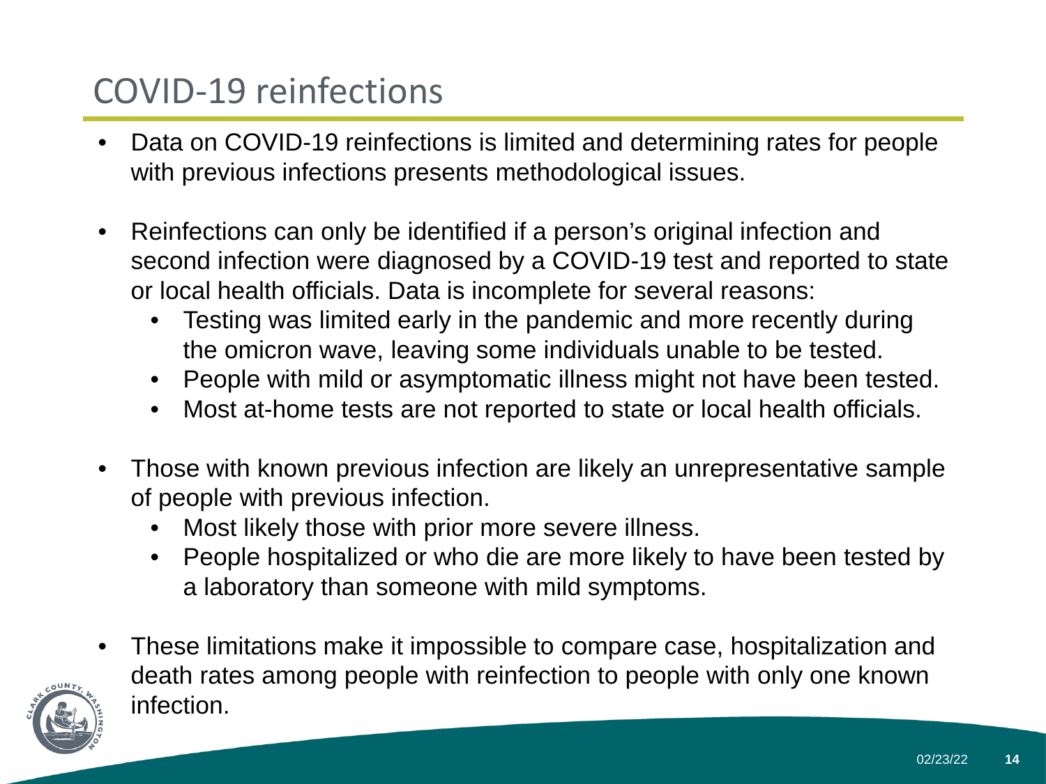# COVID-19 reinfections

- Data on COVID-19 reinfections is limited and determining rates for people with previous infections presents methodological issues.
- Reinfections can only be identified if a person's original infection and second infection were diagnosed by a COVID-19 test and reported to state or local health officials. Data is incomplete for several reasons:
  - Testing was limited early in the pandemic and more recently during the omicron wave, leaving some individuals unable to be tested.
  - People with mild or asymptomatic illness might not have been tested.
  - Most at-home tests are not reported to state or local health officials.
- Those with known previous infection are likely an unrepresentative sample of people with previous infection.
  - Most likely those with prior more severe illness.
  - People hospitalized or who die are more likely to have been tested by a laboratory than someone with mild symptoms.
- These limitations make it impossible to compare case, hospitalization and death rates among people with reinfection to people with only one known infection.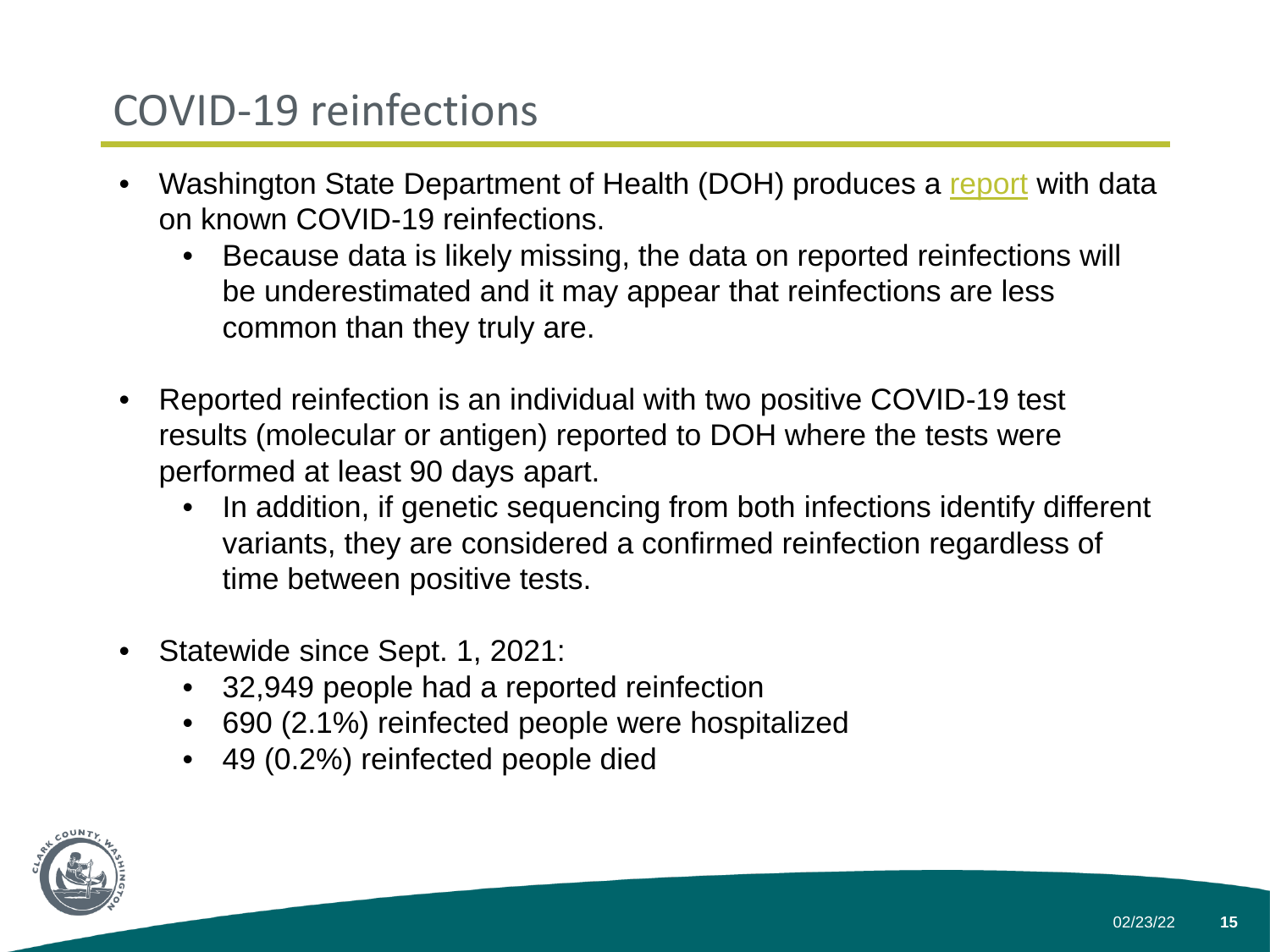# COVID-19 reinfections

- Washington State Department of Health (DOH) produces a report with data on known COVID-19 reinfections.
  - Because data is likely missing, the data on reported reinfections will be underestimated and it may appear that reinfections are less common than they truly are.
- Reported reinfection is an individual with two positive COVID-19 test results (molecular or antigen) reported to DOH where the tests were performed at least 90 days apart.
  - In addition, if genetic sequencing from both infections identify different variants, they are considered a confirmed reinfection regardless of time between positive tests.
- Statewide since Sept. 1, 2021:
  - 32,949 people had a reported reinfection
  - 690 (2.1%) reinfected people were hospitalized
  - 49 (0.2%) reinfected people died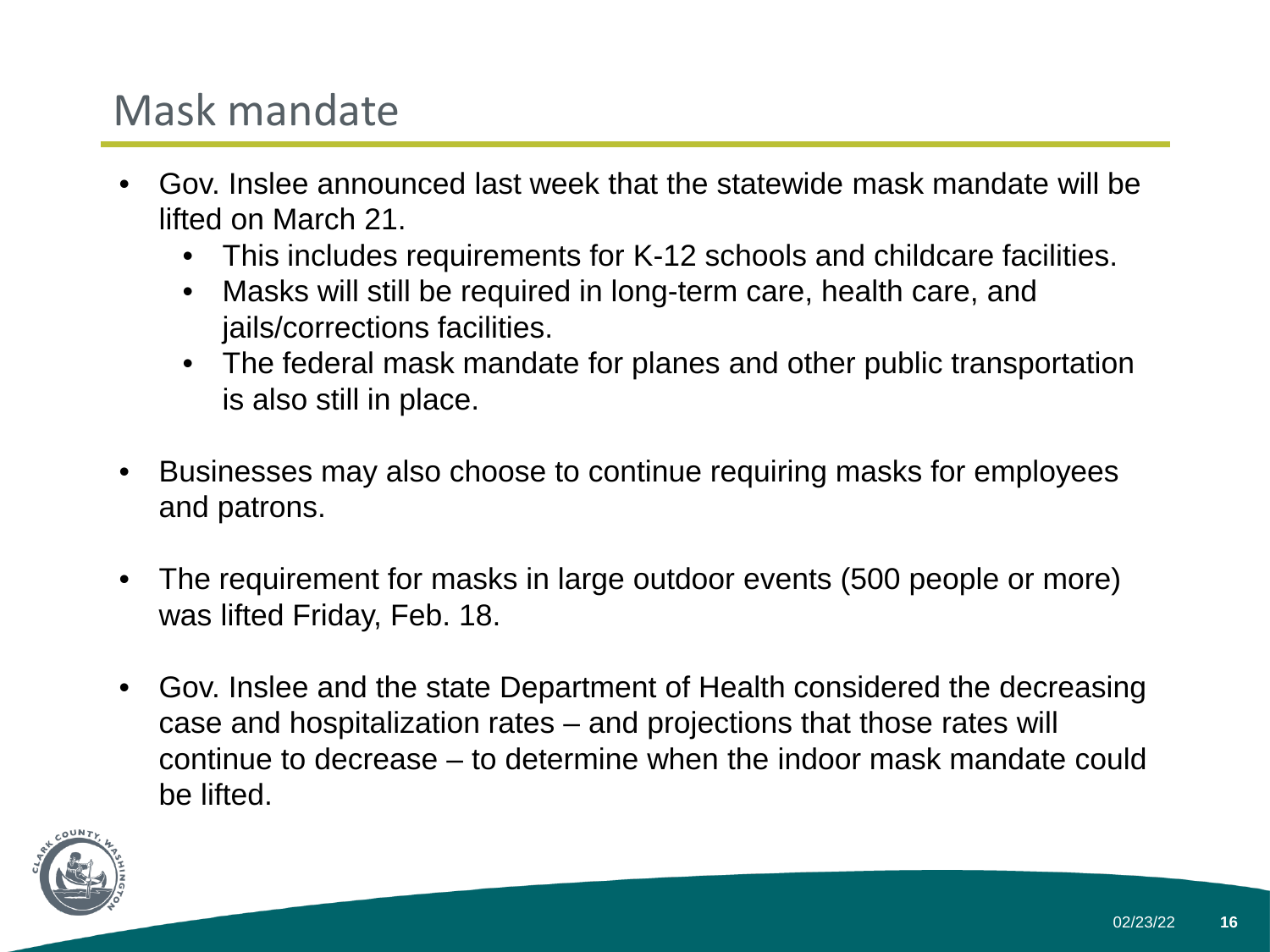# Mask mandate

- Gov. Inslee announced last week that the statewide mask mandate will be lifted on March 21.
  - This includes requirements for K-12 schools and childcare facilities.
  - Masks will still be required in long-term care, health care, and jails/corrections facilities.
  - The federal mask mandate for planes and other public transportation is also still in place.
- Businesses may also choose to continue requiring masks for employees and patrons.
- The requirement for masks in large outdoor events (500 people or more) was lifted Friday, Feb. 18.
- Gov. Inslee and the state Department of Health considered the decreasing case and hospitalization rates – and projections that those rates will continue to decrease – to determine when the indoor mask mandate could be lifted.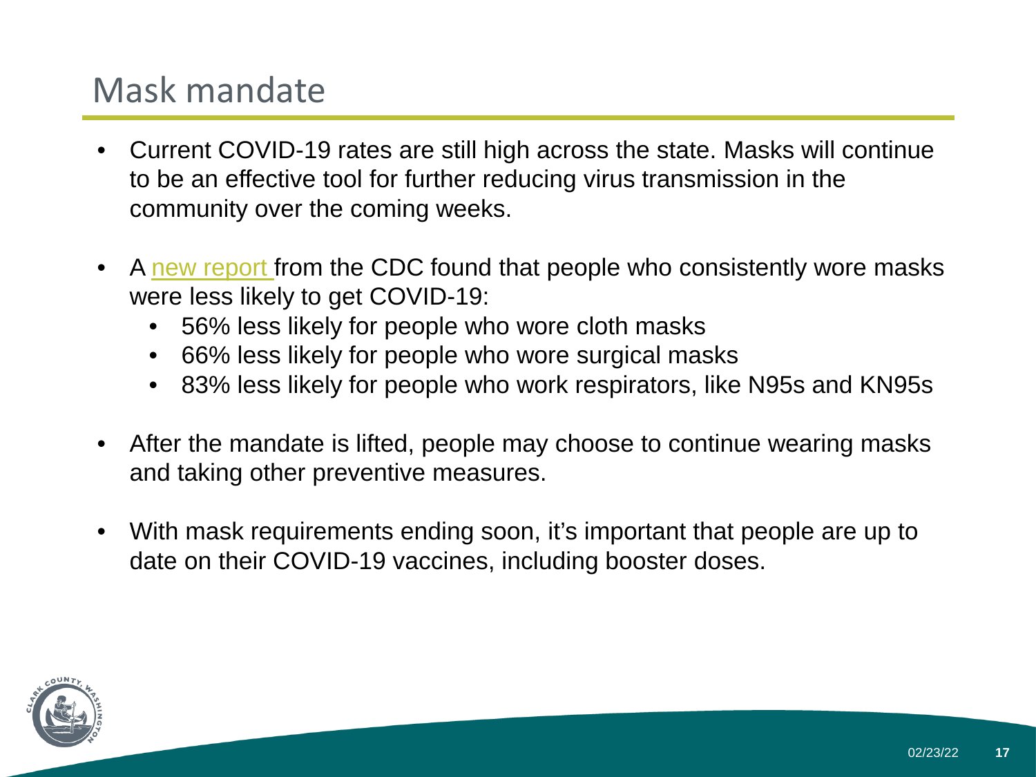# Mask mandate

- Current COVID-19 rates are still high across the state. Masks will continue to be an effective tool for further reducing virus transmission in the community over the coming weeks.
- A new report from the CDC found that people who consistently wore masks were less likely to get COVID-19:
  - 56% less likely for people who wore cloth masks
  - 66% less likely for people who wore surgical masks
  - 83% less likely for people who work respirators, like N95s and KN95s
- After the mandate is lifted, people may choose to continue wearing masks and taking other preventive measures.
- With mask requirements ending soon, it's important that people are up to date on their COVID-19 vaccines, including booster doses.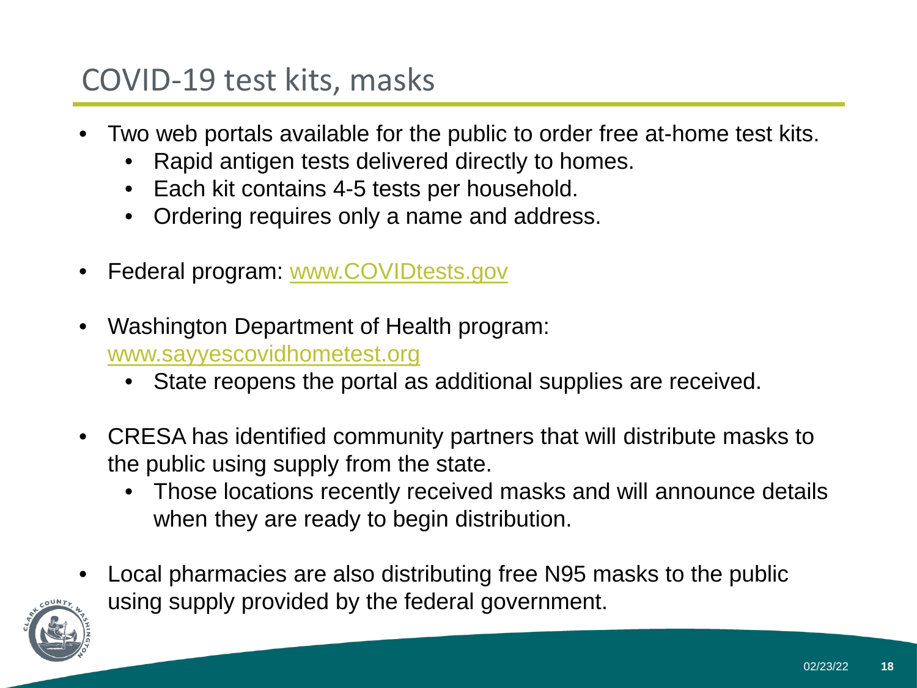# COVID-19 test kits, masks

- Two web portals available for the public to order free at-home test kits.
  - Rapid antigen tests delivered directly to homes.
  - Each kit contains 4-5 tests per household.
  - Ordering requires only a name and address.
- Federal program: [www.COVIDtests.gov](www.COVIDtests.gov)
- Washington Department of Health program: [www.sayyescovidhometest.org](www.sayyescovidhometest.org)
  - State reopens the portal as additional supplies are received.
- CRESA has identified community partners that will distribute masks to the public using supply from the state.
  - Those locations recently received masks and will announce details when they are ready to begin distribution.
- Local pharmacies are also distributing free N95 masks to the public using supply provided by the federal government.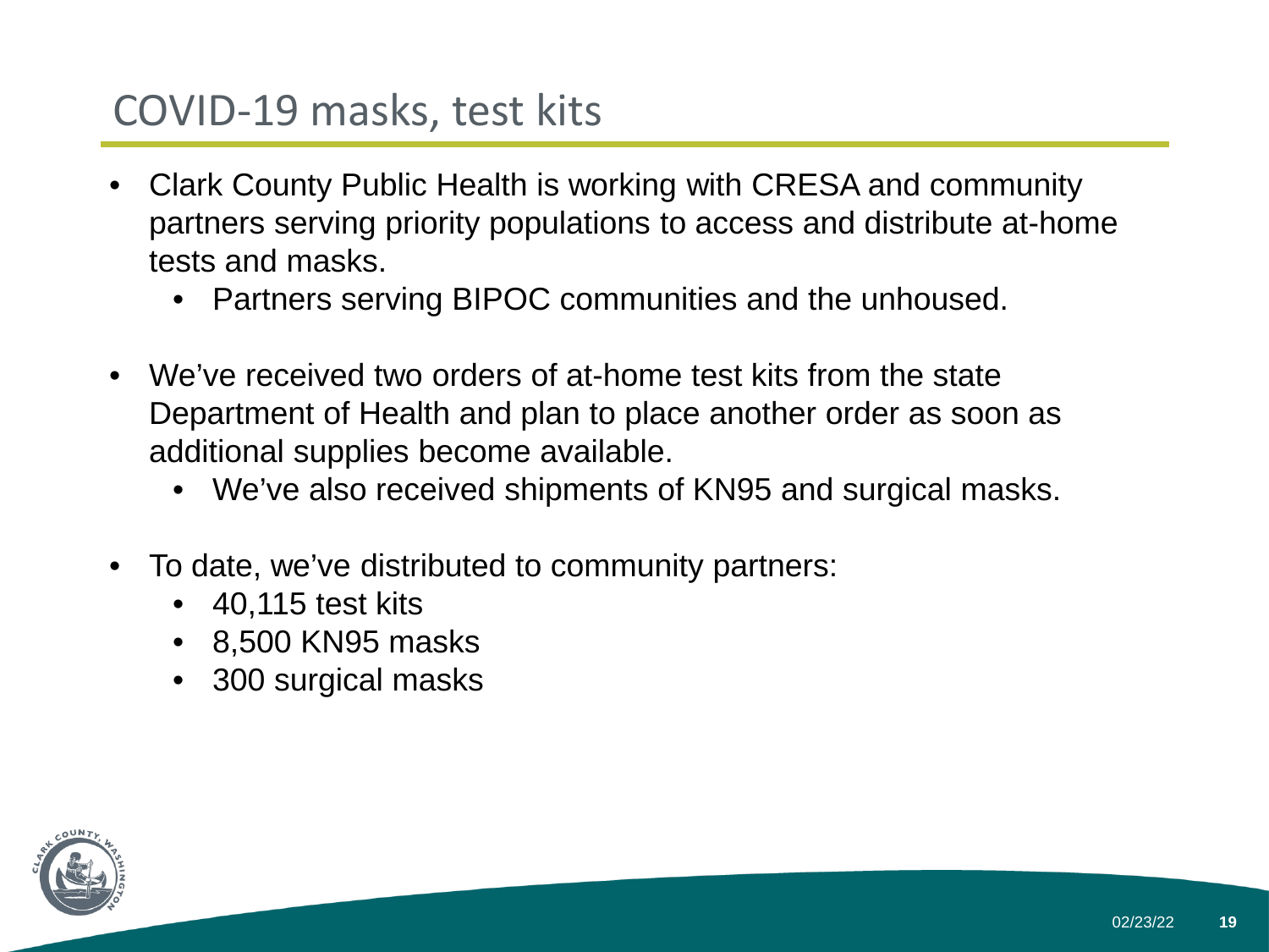# COVID-19 masks, test kits

- Clark County Public Health is working with CRESA and community partners serving priority populations to access and distribute at-home tests and masks.
  - Partners serving BIPOC communities and the unhoused.
- We've received two orders of at-home test kits from the state Department of Health and plan to place another order as soon as additional supplies become available.
  - We've also received shipments of KN95 and surgical masks.
- To date, we've distributed to community partners:
  - 40,115 test kits
  - 8,500 KN95 masks
  - 300 surgical masks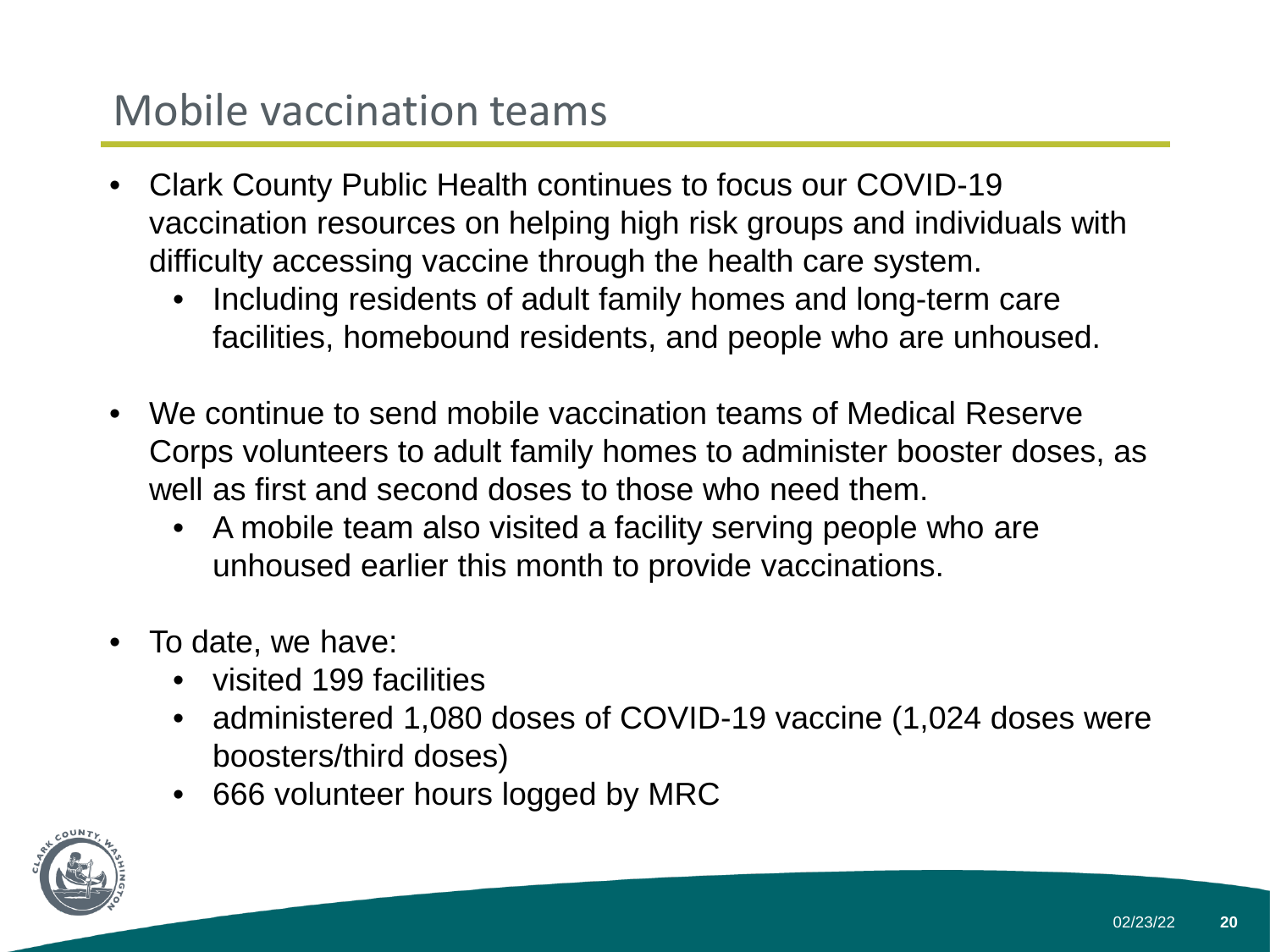# Mobile vaccination teams

- Clark County Public Health continues to focus our COVID-19 vaccination resources on helping high risk groups and individuals with difficulty accessing vaccine through the health care system.
  - Including residents of adult family homes and long-term care facilities, homebound residents, and people who are unhoused.
- We continue to send mobile vaccination teams of Medical Reserve Corps volunteers to adult family homes to administer booster doses, as well as first and second doses to those who need them.
  - A mobile team also visited a facility serving people who are unhoused earlier this month to provide vaccinations.
- To date, we have:
  - visited 199 facilities
  - administered 1,080 doses of COVID-19 vaccine (1,024 doses were boosters/third doses)
  - 666 volunteer hours logged by MRC